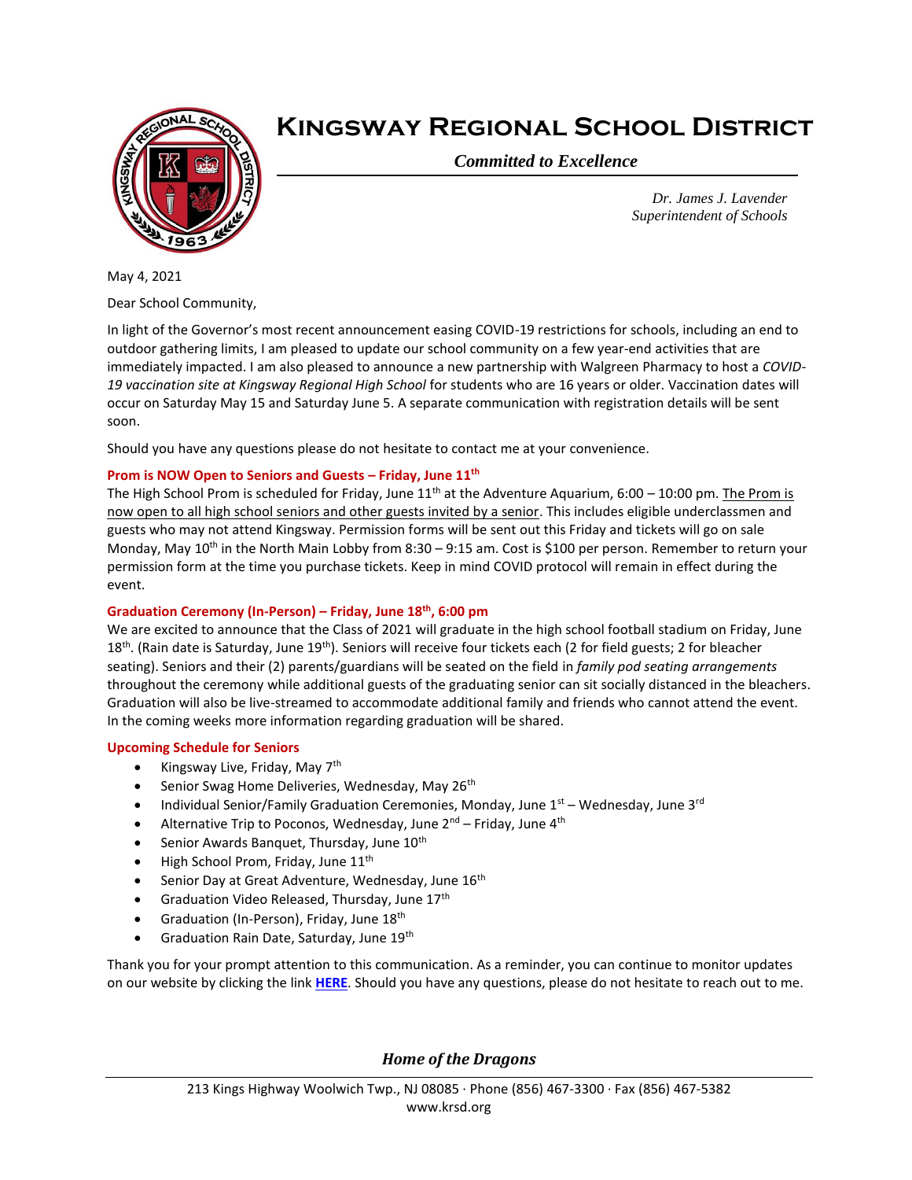# Kingsway Regional School District

*Committed to Excellence*

*Dr. James J. Lavender*
*Superintendent of Schools*

May 4, 2021

Dear School Community,

In light of the Governor's most recent announcement easing COVID-19 restrictions for schools, including an end to outdoor gathering limits, I am pleased to update our school community on a few year-end activities that are immediately impacted. I am also pleased to announce a new partnership with Walgreen Pharmacy to host a *COVID-19 vaccination site at Kingsway Regional High School* for students who are 16 years or older. Vaccination dates will occur on Saturday May 15 and Saturday June 5. A separate communication with registration details will be sent soon.

Should you have any questions please do not hesitate to contact me at your convenience.

**Prom is NOW Open to Seniors and Guests – Friday, June 11th**

The High School Prom is scheduled for Friday, June 11th at the Adventure Aquarium, 6:00 – 10:00 pm. The Prom is now open to all high school seniors and other guests invited by a senior. This includes eligible underclassmen and guests who may not attend Kingsway. Permission forms will be sent out this Friday and tickets will go on sale Monday, May 10th in the North Main Lobby from 8:30 – 9:15 am. Cost is $100 per person. Remember to return your permission form at the time you purchase tickets. Keep in mind COVID protocol will remain in effect during the event.

**Graduation Ceremony (In-Person) – Friday, June 18th, 6:00 pm**

We are excited to announce that the Class of 2021 will graduate in the high school football stadium on Friday, June 18th. (Rain date is Saturday, June 19th). Seniors will receive four tickets each (2 for field guests; 2 for bleacher seating). Seniors and their (2) parents/guardians will be seated on the field in *family pod seating arrangements* throughout the ceremony while additional guests of the graduating senior can sit socially distanced in the bleachers. Graduation will also be live-streamed to accommodate additional family and friends who cannot attend the event. In the coming weeks more information regarding graduation will be shared.

**Upcoming Schedule for Seniors**

- Kingsway Live, Friday, May 7th
- Senior Swag Home Deliveries, Wednesday, May 26th
- Individual Senior/Family Graduation Ceremonies, Monday, June 1st – Wednesday, June 3rd
- Alternative Trip to Poconos, Wednesday, June 2nd – Friday, June 4th
- Senior Awards Banquet, Thursday, June 10th
- High School Prom, Friday, June 11th
- Senior Day at Great Adventure, Wednesday, June 16th
- Graduation Video Released, Thursday, June 17th
- Graduation (In-Person), Friday, June 18th
- Graduation Rain Date, Saturday, June 19th

Thank you for your prompt attention to this communication. As a reminder, you can continue to monitor updates on our website by clicking the link **HERE**. Should you have any questions, please do not hesitate to reach out to me.

*Home of the Dragons*

213 Kings Highway Woolwich Twp., NJ 08085 · Phone (856) 467-3300 · Fax (856) 467-5382
www.krsd.org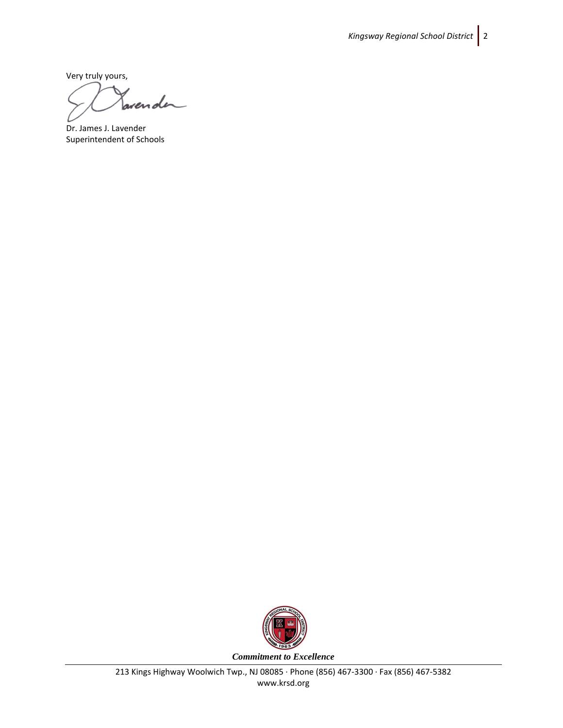Very truly yours,

Dr. James J. Lavender
Superintendent of Schools

*Commitment to Excellence*

213 Kings Highway Woolwich Twp., NJ 08085 · Phone (856) 467-3300 · Fax (856) 467-5382
www.krsd.org